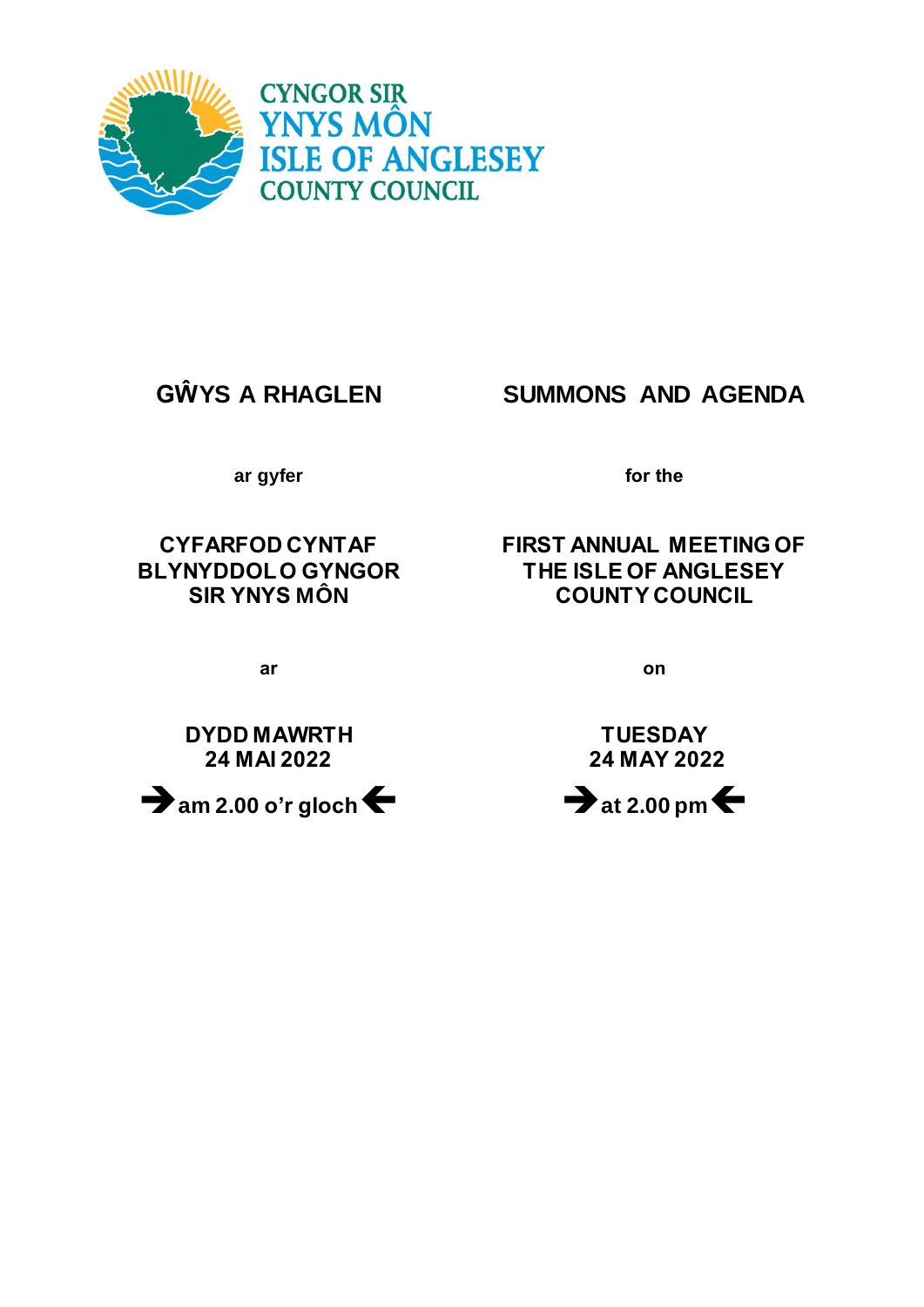CYNGOR SIR YNYS MÔN
ISLE OF ANGLESEY COUNTY COUNCIL

| GŴYS A RHAGLEN | SUMMONS AND AGENDA |
|---|---|
| ar gyfer | for the |
| **CYFARFOD CYNTAF BLYNYDDOL O GYNGOR SIR YNYS MÔN** | **FIRST ANNUAL MEETING OF THE ISLE OF ANGLESEY COUNTY COUNCIL** |
| ar | on |
| **DYDD MAWRTH 24 MAI 2022** | **TUESDAY 24 MAY 2022** |
| ➔ **am 2.00 o'r gloch** 🡐 | ➔ **at 2.00 pm** 🡐 |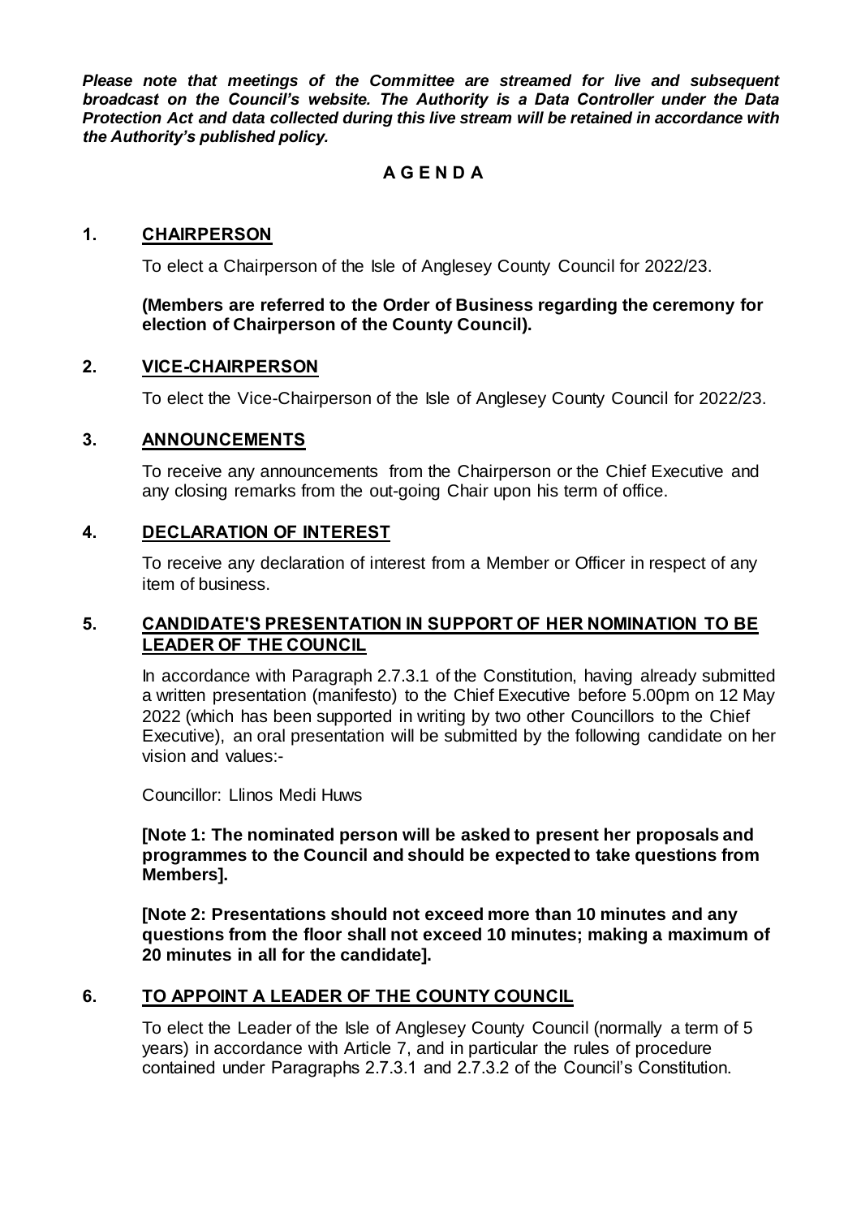***Please note that meetings of the Committee are streamed for live and subsequent broadcast on the Council's website. The Authority is a Data Controller under the Data Protection Act and data collected during this live stream will be retained in accordance with the Authority's published policy.***

**A G E N D A**

## 1. CHAIRPERSON

To elect a Chairperson of the Isle of Anglesey County Council for 2022/23.

**(Members are referred to the Order of Business regarding the ceremony for election of Chairperson of the County Council).**

## 2. VICE-CHAIRPERSON

To elect the Vice-Chairperson of the Isle of Anglesey County Council for 2022/23.

## 3. ANNOUNCEMENTS

To receive any announcements from the Chairperson or the Chief Executive and any closing remarks from the out-going Chair upon his term of office.

## 4. DECLARATION OF INTEREST

To receive any declaration of interest from a Member or Officer in respect of any item of business.

## 5. CANDIDATE'S PRESENTATION IN SUPPORT OF HER NOMINATION TO BE LEADER OF THE COUNCIL

In accordance with Paragraph 2.7.3.1 of the Constitution, having already submitted a written presentation (manifesto) to the Chief Executive before 5.00pm on 12 May 2022 (which has been supported in writing by two other Councillors to the Chief Executive), an oral presentation will be submitted by the following candidate on her vision and values:-

Councillor: Llinos Medi Huws

**[Note 1: The nominated person will be asked to present her proposals and programmes to the Council and should be expected to take questions from Members].**

**[Note 2: Presentations should not exceed more than 10 minutes and any questions from the floor shall not exceed 10 minutes; making a maximum of 20 minutes in all for the candidate].**

## 6. TO APPOINT A LEADER OF THE COUNTY COUNCIL

To elect the Leader of the Isle of Anglesey County Council (normally a term of 5 years) in accordance with Article 7, and in particular the rules of procedure contained under Paragraphs 2.7.3.1 and 2.7.3.2 of the Council's Constitution.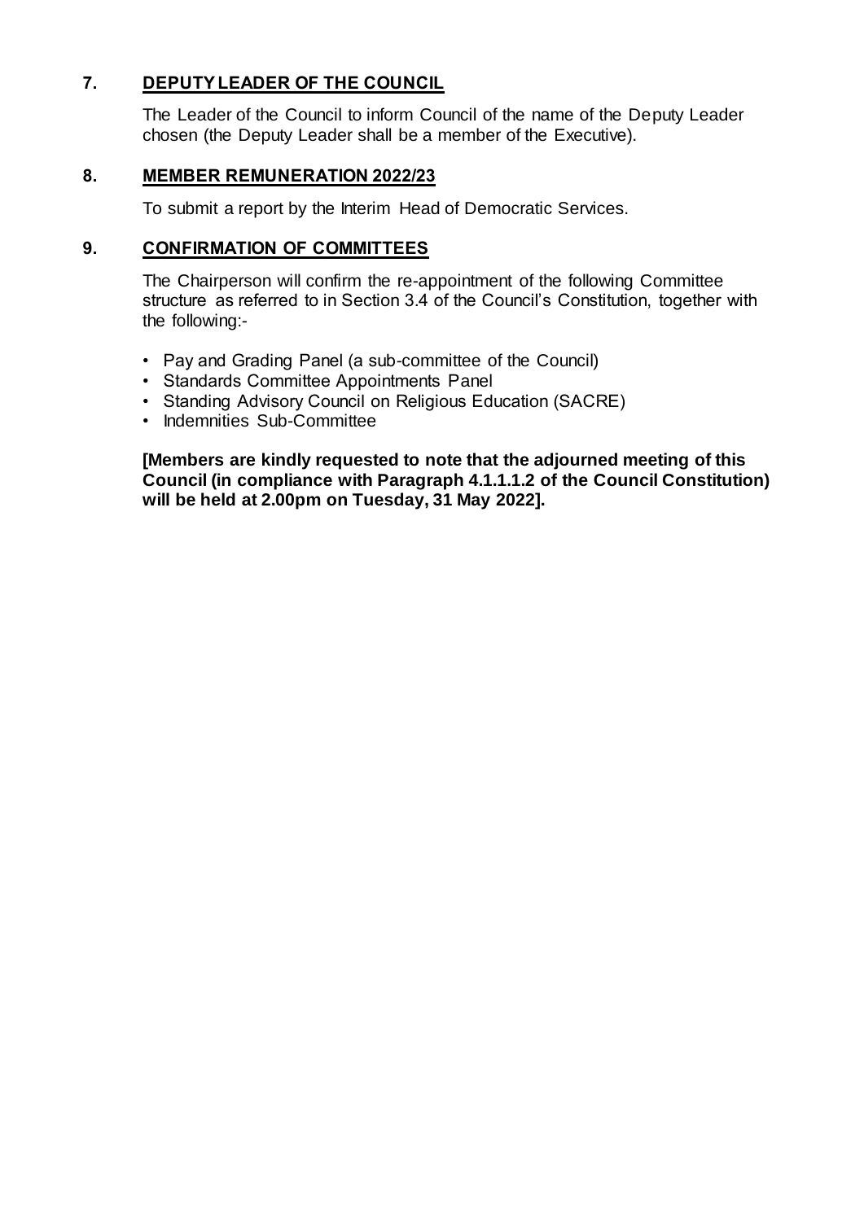## 7. DEPUTY LEADER OF THE COUNCIL

The Leader of the Council to inform Council of the name of the Deputy Leader chosen (the Deputy Leader shall be a member of the Executive).

## 8. MEMBER REMUNERATION 2022/23

To submit a report by the Interim Head of Democratic Services.

## 9. CONFIRMATION OF COMMITTEES

The Chairperson will confirm the re-appointment of the following Committee structure as referred to in Section 3.4 of the Council's Constitution, together with the following:-

- Pay and Grading Panel (a sub-committee of the Council)
- Standards Committee Appointments Panel
- Standing Advisory Council on Religious Education (SACRE)
- Indemnities Sub-Committee

**[Members are kindly requested to note that the adjourned meeting of this Council (in compliance with Paragraph 4.1.1.1.2 of the Council Constitution) will be held at 2.00pm on Tuesday, 31 May 2022].**